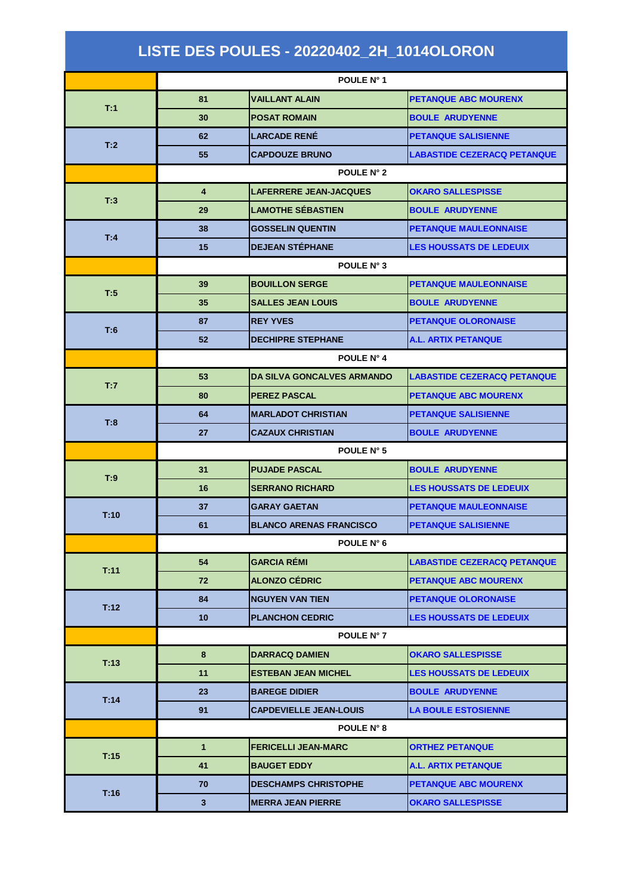# LISTE DES POULES - 20220402_2H_1014OLORON

| | | | |
|---|---|---|---|
| | **POULE N° 1** | | |
| T:1 | 81 | VAILLANT ALAIN | PETANQUE ABC MOURENX |
| | 30 | POSAT ROMAIN | BOULE ARUDYENNE |
| T:2 | 62 | LARCADE RENÉ | PETANQUE SALISIENNE |
| | 55 | CAPDOUZE BRUNO | LABASTIDE CEZERACQ PETANQUE |
| | **POULE N° 2** | | |
| T:3 | 4 | LAFERRERE JEAN-JACQUES | OKARO SALLESPISSE |
| | 29 | LAMOTHE SÉBASTIEN | BOULE ARUDYENNE |
| T:4 | 38 | GOSSELIN QUENTIN | PETANQUE MAULEONNAISE |
| | 15 | DEJEAN STÉPHANE | LES HOUSSATS DE LEDEUIX |
| | **POULE N° 3** | | |
| T:5 | 39 | BOUILLON SERGE | PETANQUE MAULEONNAISE |
| | 35 | SALLES JEAN LOUIS | BOULE ARUDYENNE |
| T:6 | 87 | REY YVES | PETANQUE OLORONAISE |
| | 52 | DECHIPRE STEPHANE | A.L. ARTIX PETANQUE |
| | **POULE N° 4** | | |
| T:7 | 53 | DA SILVA GONCALVES ARMANDO | LABASTIDE CEZERACQ PETANQUE |
| | 80 | PEREZ PASCAL | PETANQUE ABC MOURENX |
| T:8 | 64 | MARLADOT CHRISTIAN | PETANQUE SALISIENNE |
| | 27 | CAZAUX CHRISTIAN | BOULE ARUDYENNE |
| | **POULE N° 5** | | |
| T:9 | 31 | PUJADE PASCAL | BOULE ARUDYENNE |
| | 16 | SERRANO RICHARD | LES HOUSSATS DE LEDEUIX |
| T:10 | 37 | GARAY GAETAN | PETANQUE MAULEONNAISE |
| | 61 | BLANCO ARENAS FRANCISCO | PETANQUE SALISIENNE |
| | **POULE N° 6** | | |
| T:11 | 54 | GARCIA RÉMI | LABASTIDE CEZERACQ PETANQUE |
| | 72 | ALONZO CÉDRIC | PETANQUE ABC MOURENX |
| T:12 | 84 | NGUYEN VAN TIEN | PETANQUE OLORONAISE |
| | 10 | PLANCHON CEDRIC | LES HOUSSATS DE LEDEUIX |
| | **POULE N° 7** | | |
| T:13 | 8 | DARRACQ DAMIEN | OKARO SALLESPISSE |
| | 11 | ESTEBAN JEAN MICHEL | LES HOUSSATS DE LEDEUIX |
| T:14 | 23 | BAREGE DIDIER | BOULE ARUDYENNE |
| | 91 | CAPDEVIELLE JEAN-LOUIS | LA BOULE ESTOSIENNE |
| | **POULE N° 8** | | |
| T:15 | 1 | FERICELLI JEAN-MARC | ORTHEZ PETANQUE |
| | 41 | BAUGET EDDY | A.L. ARTIX PETANQUE |
| T:16 | 70 | DESCHAMPS CHRISTOPHE | PETANQUE ABC MOURENX |
| | 3 | MERRA JEAN PIERRE | OKARO SALLESPISSE |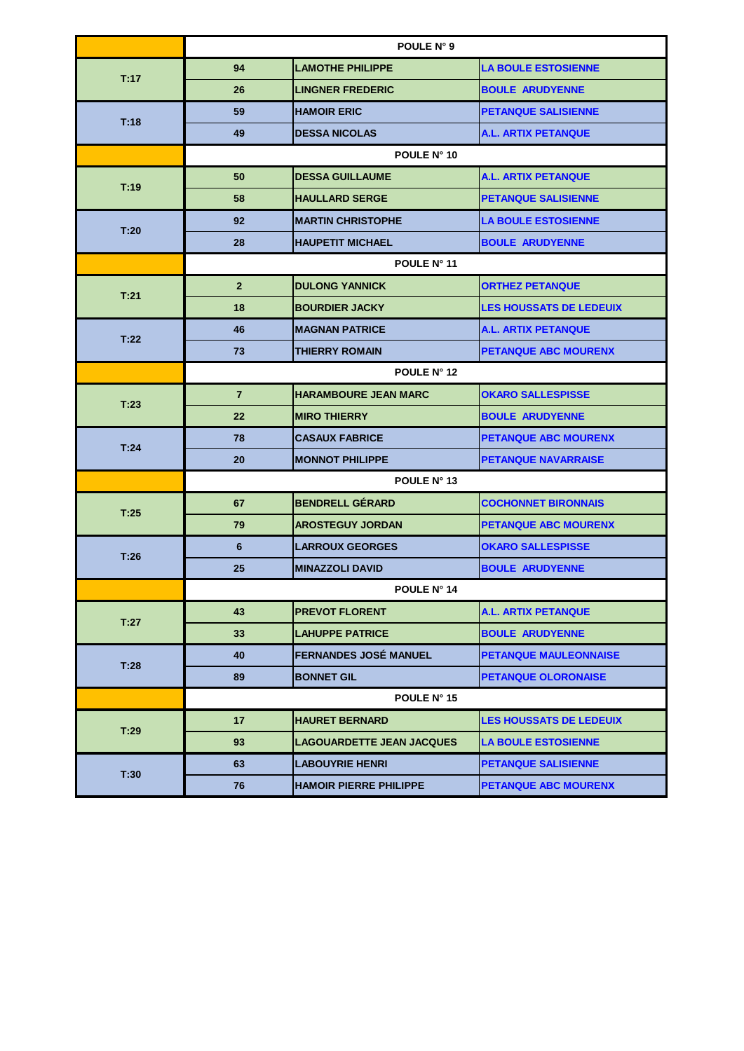| | POULE N° 9 | | |
|---|---|---|---|
| T:17 | 94 | LAMOTHE PHILIPPE | LA BOULE ESTOSIENNE |
| | 26 | LINGNER FREDERIC | BOULE ARUDYENNE |
| T:18 | 59 | HAMOIR ERIC | PETANQUE SALISIENNE |
| | 49 | DESSA NICOLAS | A.L. ARTIX PETANQUE |
| | POULE N° 10 | | |
| T:19 | 50 | DESSA GUILLAUME | A.L. ARTIX PETANQUE |
| | 58 | HAULLARD SERGE | PETANQUE SALISIENNE |
| T:20 | 92 | MARTIN CHRISTOPHE | LA BOULE ESTOSIENNE |
| | 28 | HAUPETIT MICHAEL | BOULE ARUDYENNE |
| | POULE N° 11 | | |
| T:21 | 2 | DULONG YANNICK | ORTHEZ PETANQUE |
| | 18 | BOURDIER JACKY | LES HOUSSATS DE LEDEUIX |
| T:22 | 46 | MAGNAN PATRICE | A.L. ARTIX PETANQUE |
| | 73 | THIERRY ROMAIN | PETANQUE ABC MOURENX |
| | POULE N° 12 | | |
| T:23 | 7 | HARAMBOURE JEAN MARC | OKARO SALLESPISSE |
| | 22 | MIRO THIERRY | BOULE ARUDYENNE |
| T:24 | 78 | CASAUX FABRICE | PETANQUE ABC MOURENX |
| | 20 | MONNOT PHILIPPE | PETANQUE NAVARRAISE |
| | POULE N° 13 | | |
| T:25 | 67 | BENDRELL GÉRARD | COCHONNET BIRONNAIS |
| | 79 | AROSTEGUY JORDAN | PETANQUE ABC MOURENX |
| T:26 | 6 | LARROUX GEORGES | OKARO SALLESPISSE |
| | 25 | MINAZZOLI DAVID | BOULE ARUDYENNE |
| | POULE N° 14 | | |
| T:27 | 43 | PREVOT FLORENT | A.L. ARTIX PETANQUE |
| | 33 | LAHUPPE PATRICE | BOULE ARUDYENNE |
| T:28 | 40 | FERNANDES JOSÉ MANUEL | PETANQUE MAULEONNAISE |
| | 89 | BONNET GIL | PETANQUE OLORONAISE |
| | POULE N° 15 | | |
| T:29 | 17 | HAURET BERNARD | LES HOUSSATS DE LEDEUIX |
| | 93 | LAGOUARDETTE JEAN JACQUES | LA BOULE ESTOSIENNE |
| T:30 | 63 | LABOUYRIE HENRI | PETANQUE SALISIENNE |
| | 76 | HAMOIR PIERRE PHILIPPE | PETANQUE ABC MOURENX |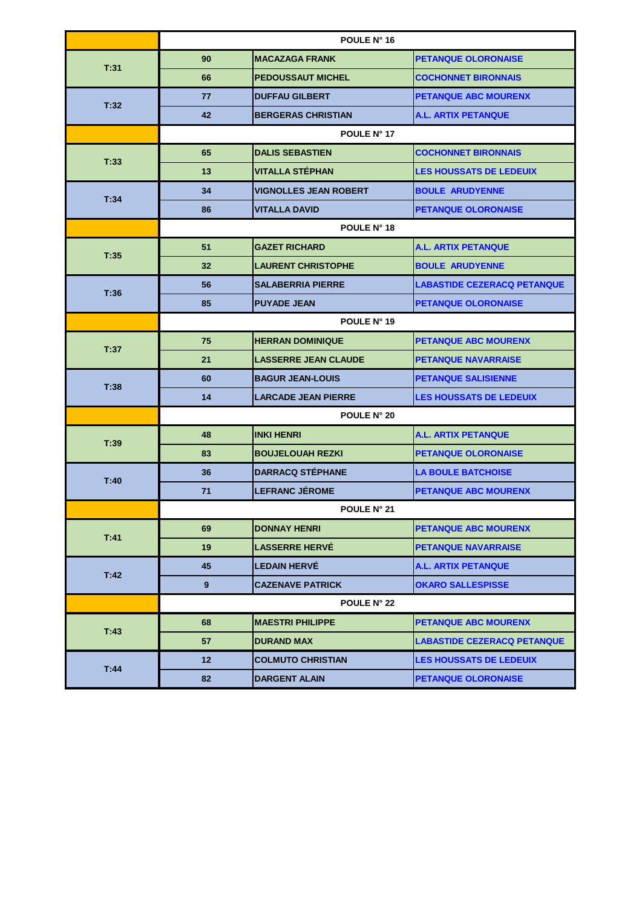| | | POULE N° 16 | |
|---|---|---|---|
| T:31 | 90 | MACAZAGA FRANK | PETANQUE OLORONAISE |
| | 66 | PEDOUSSAUT MICHEL | COCHONNET BIRONNAIS |
| T:32 | 77 | DUFFAU GILBERT | PETANQUE ABC MOURENX |
| | 42 | BERGERAS CHRISTIAN | A.L. ARTIX PETANQUE |
| | | POULE N° 17 | |
| T:33 | 65 | DALIS SEBASTIEN | COCHONNET BIRONNAIS |
| | 13 | VITALLA STÉPHAN | LES HOUSSATS DE LEDEUIX |
| T:34 | 34 | VIGNOLLES JEAN ROBERT | BOULE ARUDYENNE |
| | 86 | VITALLA DAVID | PETANQUE OLORONAISE |
| | | POULE N° 18 | |
| T:35 | 51 | GAZET RICHARD | A.L. ARTIX PETANQUE |
| | 32 | LAURENT CHRISTOPHE | BOULE ARUDYENNE |
| T:36 | 56 | SALABERRIA PIERRE | LABASTIDE CEZERACQ PETANQUE |
| | 85 | PUYADE JEAN | PETANQUE OLORONAISE |
| | | POULE N° 19 | |
| T:37 | 75 | HERRAN DOMINIQUE | PETANQUE ABC MOURENX |
| | 21 | LASSERRE JEAN CLAUDE | PETANQUE NAVARRAISE |
| T:38 | 60 | BAGUR JEAN-LOUIS | PETANQUE SALISIENNE |
| | 14 | LARCADE JEAN PIERRE | LES HOUSSATS DE LEDEUIX |
| | | POULE N° 20 | |
| T:39 | 48 | INKI HENRI | A.L. ARTIX PETANQUE |
| | 83 | BOUJELOUAH REZKI | PETANQUE OLORONAISE |
| T:40 | 36 | DARRACQ STÉPHANE | LA BOULE BATCHOISE |
| | 71 | LEFRANC JÉROME | PETANQUE ABC MOURENX |
| | | POULE N° 21 | |
| T:41 | 69 | DONNAY HENRI | PETANQUE ABC MOURENX |
| | 19 | LASSERRE HERVÉ | PETANQUE NAVARRAISE |
| T:42 | 45 | LEDAIN HERVÉ | A.L. ARTIX PETANQUE |
| | 9 | CAZENAVE PATRICK | OKARO SALLESPISSE |
| | | POULE N° 22 | |
| T:43 | 68 | MAESTRI PHILIPPE | PETANQUE ABC MOURENX |
| | 57 | DURAND MAX | LABASTIDE CEZERACQ PETANQUE |
| T:44 | 12 | COLMUTO CHRISTIAN | LES HOUSSATS DE LEDEUIX |
| | 82 | DARGENT ALAIN | PETANQUE OLORONAISE |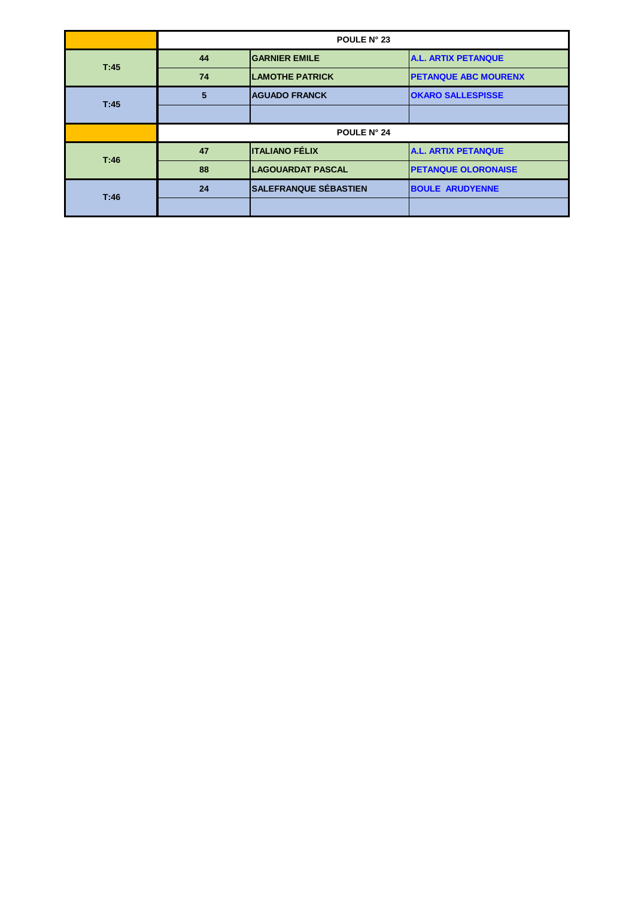| | | | |
|---|---|---|---|
| | POULE N° 23 | | |
| T:45 | 44 | GARNIER EMILE | A.L. ARTIX PETANQUE |
| | 74 | LAMOTHE PATRICK | PETANQUE ABC MOURENX |
| T:45 | 5 | AGUADO FRANCK | OKARO SALLESPISSE |
| | | | |
| | POULE N° 24 | | |
| T:46 | 47 | ITALIANO FÉLIX | A.L. ARTIX PETANQUE |
| | 88 | LAGOUARDAT PASCAL | PETANQUE OLORONAISE |
| T:46 | 24 | SALEFRANQUE SÉBASTIEN | BOULE ARUDYENNE |
| | | | |